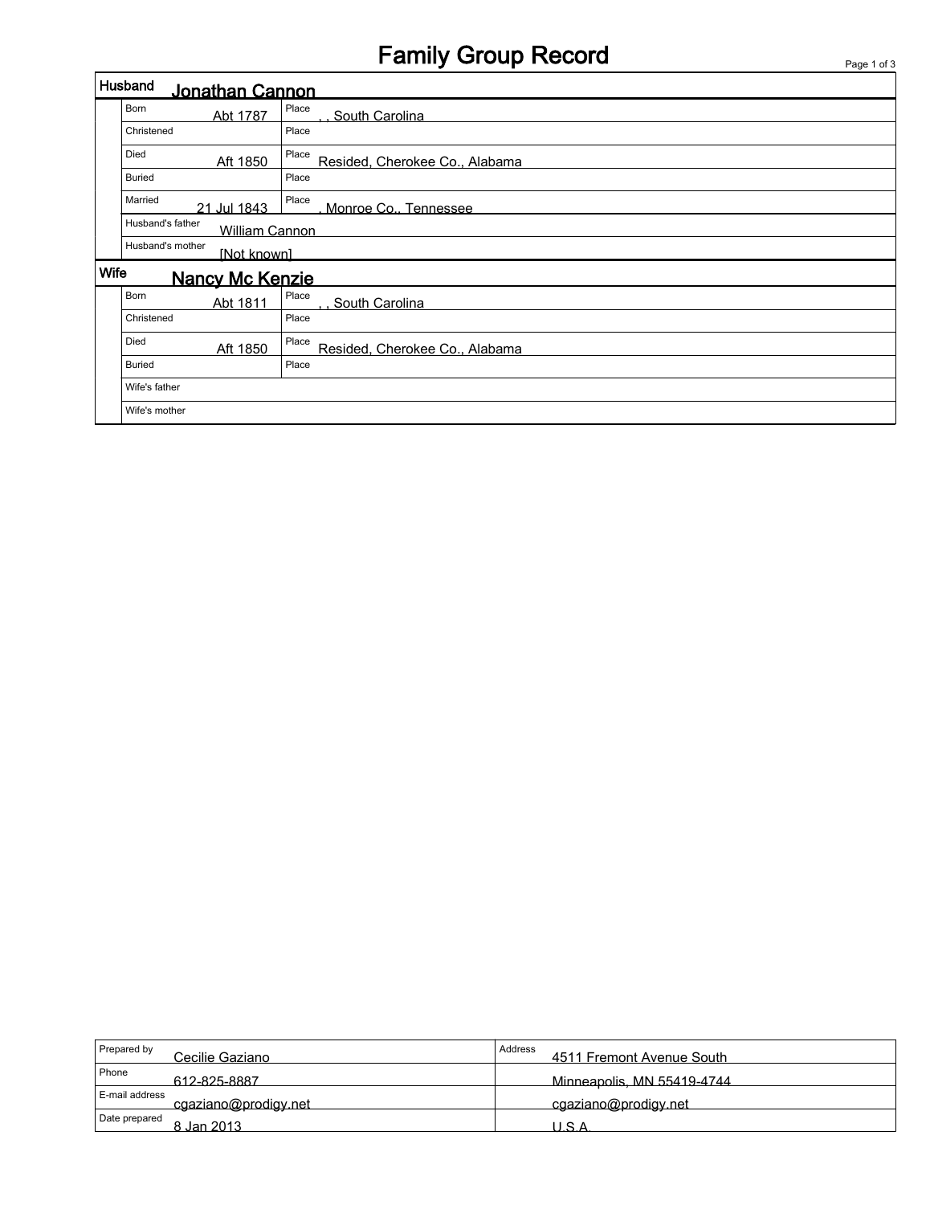# Family Group Record

| Husband | Jonathan Cannon | | |
|---|---|---|---|
| Born | Abt 1787 | Place | , , South Carolina |
| Christened | | Place | |
| Died | Aft 1850 | Place | Resided, Cherokee Co., Alabama |
| Buried | | Place | |
| Married | 21 Jul 1843 | Place | , Monroe Co., Tennessee |
| Husband's father | William Cannon | | |
| Husband's mother | [Not known] | | |

| Wife | Nancy Mc Kenzie | | |
|---|---|---|---|
| Born | Abt 1811 | Place | , , South Carolina |
| Christened | | Place | |
| Died | Aft 1850 | Place | Resided, Cherokee Co., Alabama |
| Buried | | Place | |
| Wife's father | | | |
| Wife's mother | | | |

| Prepared by | Cecilie Gaziano | Address | 4511 Fremont Avenue South |
|---|---|---|---|
| Phone | 612-825-8887 | | Minneapolis, MN 55419-4744 |
| E-mail address | cgaziano@prodigy.net | | cgaziano@prodigy.net |
| Date prepared | 8 Jan 2013 | | U.S.A. |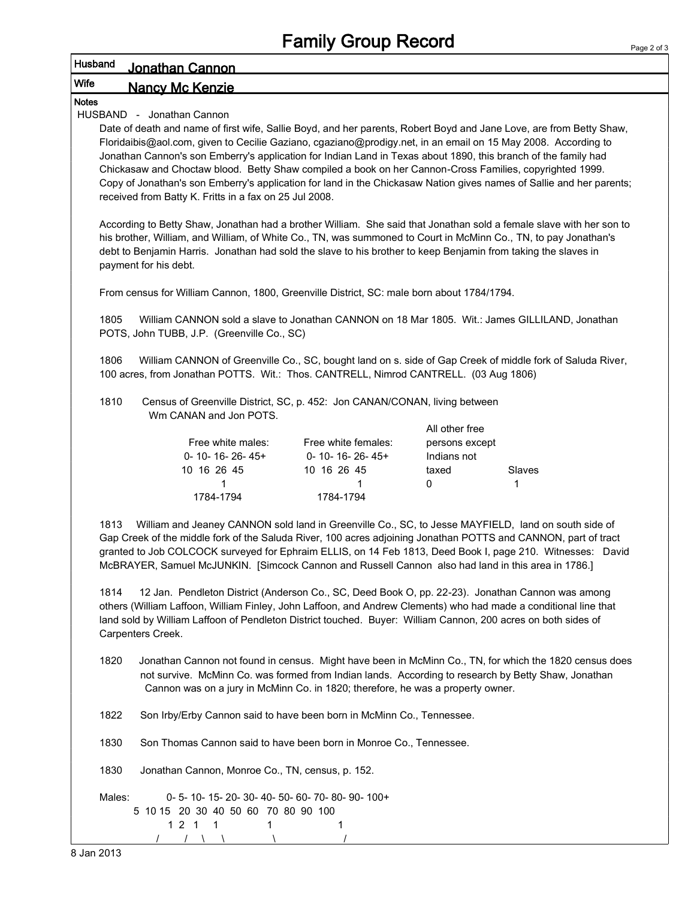# Family Group Record

**Husband** Jonathan Cannon

**Wife** Nancy Mc Kenzie

**Notes**

HUSBAND - Jonathan Cannon

Date of death and name of first wife, Sallie Boyd, and her parents, Robert Boyd and Jane Love, are from Betty Shaw, Floridaibis@aol.com, given to Cecilie Gaziano, cgaziano@prodigy.net, in an email on 15 May 2008. According to Jonathan Cannon's son Emberry's application for Indian Land in Texas about 1890, this branch of the family had Chickasaw and Choctaw blood. Betty Shaw compiled a book on her Cannon-Cross Families, copyrighted 1999. Copy of Jonathan's son Emberry's application for land in the Chickasaw Nation gives names of Sallie and her parents; received from Batty K. Fritts in a fax on 25 Jul 2008.

According to Betty Shaw, Jonathan had a brother William. She said that Jonathan sold a female slave with her son to his brother, William, and William, of White Co., TN, was summoned to Court in McMinn Co., TN, to pay Jonathan's debt to Benjamin Harris. Jonathan had sold the slave to his brother to keep Benjamin from taking the slaves in payment for his debt.

From census for William Cannon, 1800, Greenville District, SC: male born about 1784/1794.

1805 William CANNON sold a slave to Jonathan CANNON on 18 Mar 1805. Wit.: James GILLILAND, Jonathan POTS, John TUBB, J.P. (Greenville Co., SC)

1806 William CANNON of Greenville Co., SC, bought land on s. side of Gap Creek of middle fork of Saluda River, 100 acres, from Jonathan POTTS. Wit.: Thos. CANTRELL, Nimrod CANTRELL. (03 Aug 1806)

1810 Census of Greenville District, SC, p. 452: Jon CANAN/CONAN, living between Wm CANAN and Jon POTS.

| Free white males: 0- 10- 16- 26- 45+ / 10 16 26 45 | Free white females: 0- 10- 16- 26- 45+ / 10 16 26 45 | All other free persons except Indians not taxed | Slaves |
|---|---|---|---|
| 1 (1784-1794) | 1 (1784-1794) | 0 | 1 |

1813 William and Jeaney CANNON sold land in Greenville Co., SC, to Jesse MAYFIELD, land on south side of Gap Creek of the middle fork of the Saluda River, 100 acres adjoining Jonathan POTTS and CANNON, part of tract granted to Job COLCOCK surveyed for Ephraim ELLIS, on 14 Feb 1813, Deed Book I, page 210. Witnesses: David McBRAYER, Samuel McJUNKIN. [Simcock Cannon and Russell Cannon also had land in this area in 1786.]

1814 12 Jan. Pendleton District (Anderson Co., SC, Deed Book O, pp. 22-23). Jonathan Cannon was among others (William Laffoon, William Finley, John Laffoon, and Andrew Clements) who had made a conditional line that land sold by William Laffoon of Pendleton District touched. Buyer: William Cannon, 200 acres on both sides of Carpenters Creek.

1820 Jonathan Cannon not found in census. Might have been in McMinn Co., TN, for which the 1820 census does not survive. McMinn Co. was formed from Indian lands. According to research by Betty Shaw, Jonathan Cannon was on a jury in McMinn Co. in 1820; therefore, he was a property owner.

1822 Son Irby/Erby Cannon said to have been born in McMinn Co., Tennessee.

1830 Son Thomas Cannon said to have been born in Monroe Co., Tennessee.

1830 Jonathan Cannon, Monroe Co., TN, census, p. 152.

Males: 0- 5- 10- 15- 20- 30- 40- 50- 60- 70- 80- 90- 100+
5 10 15 20 30 40 50 60 70 80 90 100

| 0-5 | 5-10 | 10-15 | 15-20 | 20-30 | 30-40 | 40-50 | 50-60 | 60-70 | 70-80 | 80-90 | 90-100 | 100+ |
|---|---|---|---|---|---|---|---|---|---|---|---|---|
| 1 | 2 | 1 | 1 | | 1 | | | 1 | | | | |

/ / \ \ \ /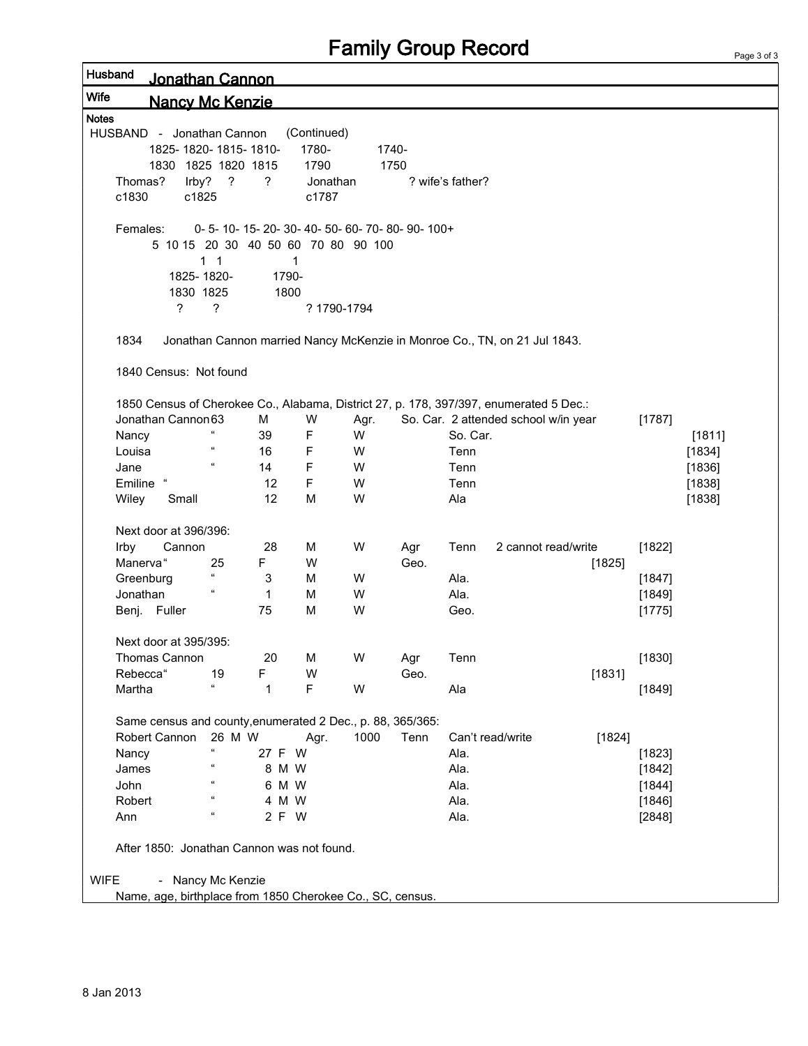# Family Group Record

**Husband** Jonathan Cannon

**Wife** Nancy Mc Kenzie

**Notes**

HUSBAND - Jonathan Cannon (Continued)

| | | | | | | |
|---|---|---|---|---|---|---|
| | 1825-1830 | 1820-1825 | 1815-1820 | 1810-1815 | 1780-1790 | 1740-1750 |
| Thomas? c1830 | | Irby? c1825 | ? | ? | Jonathan c1787 | ? wife's father? |

Females: 0-5 5-10 10-15 15-20 20-30 30-40 40-50 50-60 60-70 70-80 80-90 90-100 100+

| | | | |
|---|---|---|---|
| | 1 | 1 | 1 |
| | 1825-1830 | 1820-1825 | 1790-1800 |
| | ? | ? | ? 1790-1794 |

1834 Jonathan Cannon married Nancy McKenzie in Monroe Co., TN, on 21 Jul 1843.

1840 Census: Not found

1850 Census of Cherokee Co., Alabama, District 27, p. 178, 397/397, enumerated 5 Dec.:

| | | | | | | | | |
|---|---|---|---|---|---|---|---|---|
| Jonathan Cannon | 63 | M | W | Agr. | So. Car. | 2 attended school w/in year | [1787] | |
| Nancy " | 39 | F | W | | So. Car. | | | [1811] |
| Louisa " | 16 | F | W | | Tenn | | | [1834] |
| Jane " | 14 | F | W | | Tenn | | | [1836] |
| Emiline " | 12 | F | W | | Tenn | | | [1838] |
| Wiley Small | 12 | M | W | | Ala | | | [1838] |

Next door at 396/396:

| | | | | | | | |
|---|---|---|---|---|---|---|---|
| Irby Cannon | 28 | M | W | Agr | Tenn | 2 cannot read/write | [1822] |
| Manerva " | 25 | F | W | | Geo. | | [1825] |
| Greenburg " | 3 | M | W | | Ala. | | [1847] |
| Jonathan " | 1 | M | W | | Ala. | | [1849] |
| Benj. Fuller | 75 | M | W | | Geo. | | [1775] |

Next door at 395/395:

| | | | | | | |
|---|---|---|---|---|---|---|
| Thomas Cannon | 20 | M | W | Agr | Tenn | [1830] |
| Rebecca " | 19 | F | W | | Geo. | [1831] |
| Martha " | 1 | F | W | | Ala | [1849] |

Same census and county, enumerated 2 Dec., p. 88, 365/365:

| | | | | | | | | |
|---|---|---|---|---|---|---|---|---|
| Robert Cannon | 26 | M | W | Agr. | 1000 | Tenn | Can't read/write | [1824] |
| Nancy " | 27 | F | W | | | Ala. | | [1823] |
| James " | 8 | M | W | | | Ala. | | [1842] |
| John " | 6 | M | W | | | Ala. | | [1844] |
| Robert " | 4 | M | W | | | Ala. | | [1846] |
| Ann " | 2 | F | W | | | Ala. | | [2848] |

After 1850: Jonathan Cannon was not found.

WIFE - Nancy Mc Kenzie

Name, age, birthplace from 1850 Cherokee Co., SC, census.

8 Jan 2013